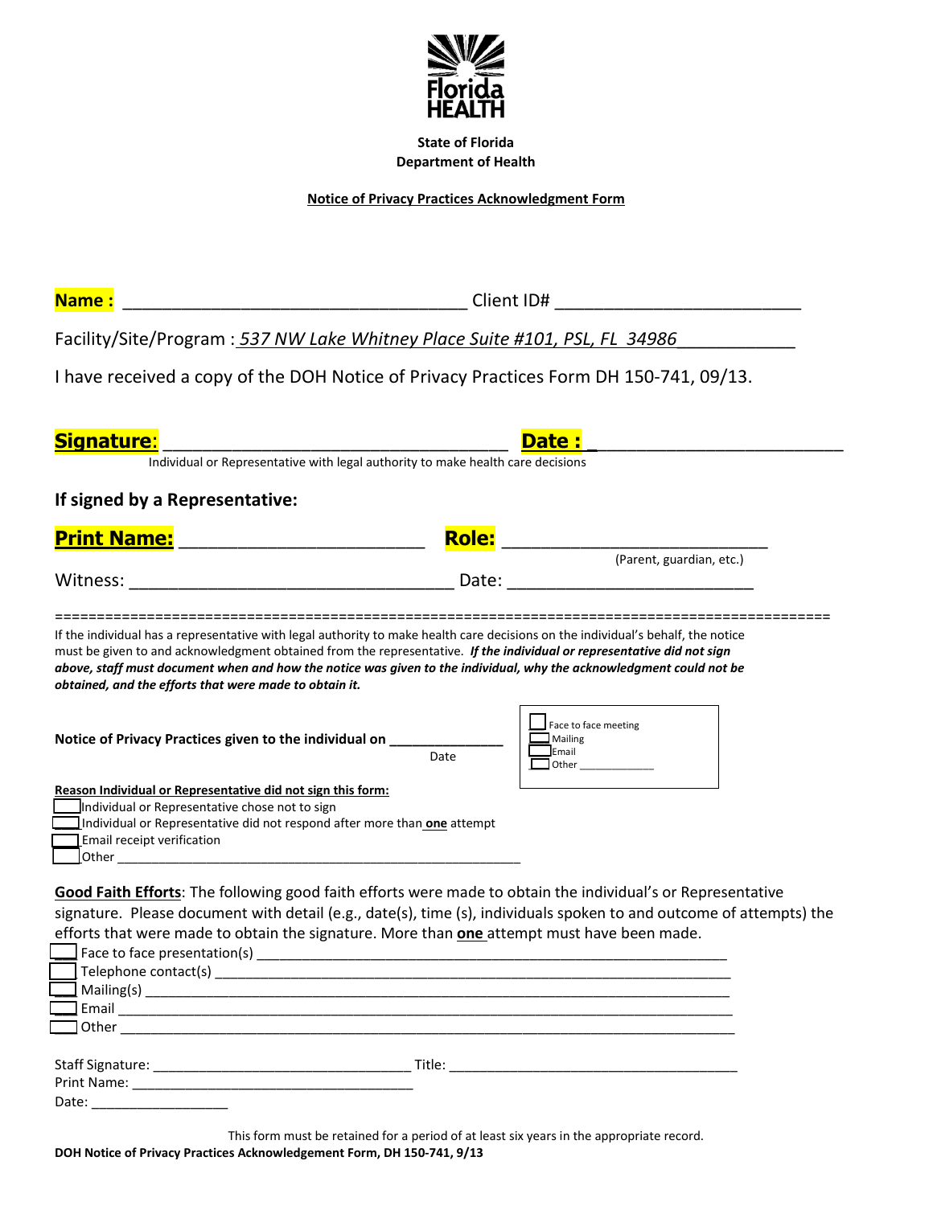State of Florida
Department of Health

**Notice of Privacy Practices Acknowledgment Form**

**Name :** ___________________________________ Client ID# _________________________

Facility/Site/Program : *537 NW Lake Whitney Place Suite #101, PSL, FL 34986*____________

I have received a copy of the DOH Notice of Privacy Practices Form DH 150-741, 09/13.

**Signature**: ___________________________________ **Date :** _________________________

Individual or Representative with legal authority to make health care decisions

**If signed by a Representative:**

**Print Name:** ________________________ **Role:** ___________________________
(Parent, guardian, etc.)

Witness: _________________________________ Date: _________________________

====================================================================================================

If the individual has a representative with legal authority to make health care decisions on the individual's behalf, the notice must be given to and acknowledgment obtained from the representative. ***If the individual or representative did not sign above, staff must document when and how the notice was given to the individual, why the acknowledgment could not be obtained, and the efforts that were made to obtain it.***

**Notice of Privacy Practices given to the individual on** ______________
Date

- [ ] Face to face meeting
- [ ] Mailing
- [ ] Email
- [ ] Other _____________

**Reason Individual or Representative did not sign this form:**

- [ ] Individual or Representative chose not to sign
- [ ] Individual or Representative did not respond after more than **one** attempt
- [ ] Email receipt verification
- [ ] Other ___________________________________________________________

**Good Faith Efforts**: The following good faith efforts were made to obtain the individual's or Representative signature. Please document with detail (e.g., date(s), time (s), individuals spoken to and outcome of attempts) the efforts that were made to obtain the signature. More than **one** attempt must have been made.

- [ ] Face to face presentation(s) ___________________________________________________________
- [ ] Telephone contact(s) ________________________________________________________________
- [ ] Mailing(s) ______________________________________________________________________
- [ ] Email ________________________________________________________________________
- [ ] Other ________________________________________________________________________

Staff Signature: _________________________________ Title: _____________________________________
Print Name: _____________________________________
Date: __________________

This form must be retained for a period of at least six years in the appropriate record.

**DOH Notice of Privacy Practices Acknowledgement Form, DH 150-741, 9/13**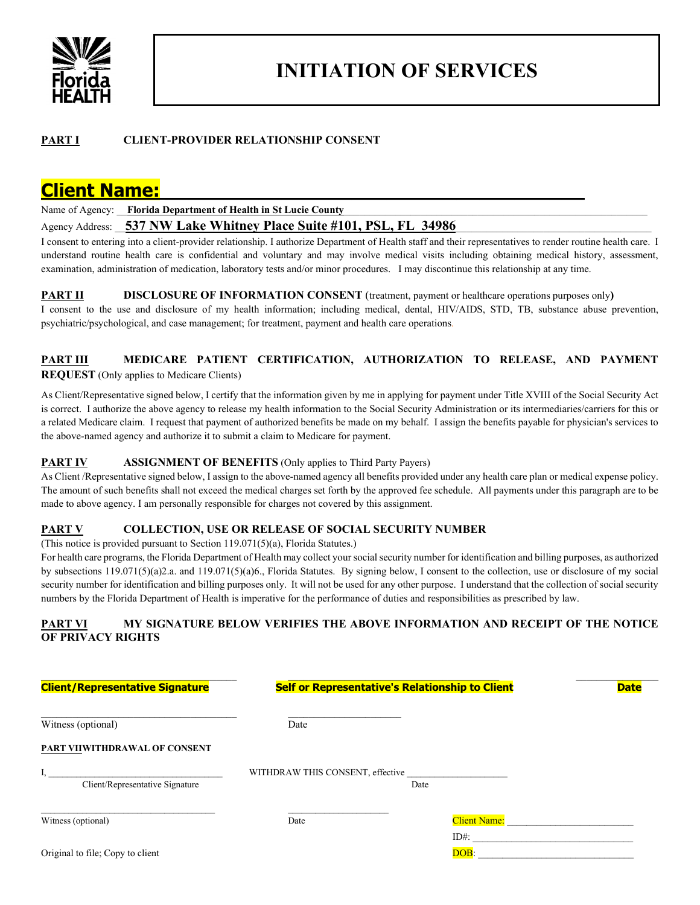Florida HEALTH

# INITIATION OF SERVICES

**PART I CLIENT-PROVIDER RELATIONSHIP CONSENT**

## Client Name: ____________________________________________

Name of Agency: __**Florida Department of Health in St Lucie County**__________________________________

Agency Address: __**537 NW Lake Whitney Place Suite #101, PSL, FL 34986**__________________________

I consent to entering into a client-provider relationship. I authorize Department of Health staff and their representatives to render routine health care. I understand routine health care is confidential and voluntary and may involve medical visits including obtaining medical history, assessment, examination, administration of medication, laboratory tests and/or minor procedures. I may discontinue this relationship at any time.

**PART II DISCLOSURE OF INFORMATION CONSENT** (treatment, payment or healthcare operations purposes only**)**

I consent to the use and disclosure of my health information; including medical, dental, HIV/AIDS, STD, TB, substance abuse prevention, psychiatric/psychological, and case management; for treatment, payment and health care operations.

**PART III MEDICARE PATIENT CERTIFICATION, AUTHORIZATION TO RELEASE, AND PAYMENT REQUEST** (Only applies to Medicare Clients)

As Client/Representative signed below, I certify that the information given by me in applying for payment under Title XVIII of the Social Security Act is correct. I authorize the above agency to release my health information to the Social Security Administration or its intermediaries/carriers for this or a related Medicare claim. I request that payment of authorized benefits be made on my behalf. I assign the benefits payable for physician's services to the above-named agency and authorize it to submit a claim to Medicare for payment.

**PART IV ASSIGNMENT OF BENEFITS** (Only applies to Third Party Payers)

As Client /Representative signed below, I assign to the above-named agency all benefits provided under any health care plan or medical expense policy. The amount of such benefits shall not exceed the medical charges set forth by the approved fee schedule. All payments under this paragraph are to be made to above agency. I am personally responsible for charges not covered by this assignment.

**PART V COLLECTION, USE OR RELEASE OF SOCIAL SECURITY NUMBER**

(This notice is provided pursuant to Section 119.071(5)(a), Florida Statutes.)

For health care programs, the Florida Department of Health may collect your social security number for identification and billing purposes, as authorized by subsections 119.071(5)(a)2.a. and 119.071(5)(a)6., Florida Statutes. By signing below, I consent to the collection, use or disclosure of my social security number for identification and billing purposes only. It will not be used for any other purpose. I understand that the collection of social security numbers by the Florida Department of Health is imperative for the performance of duties and responsibilities as prescribed by law.

**PART VI MY SIGNATURE BELOW VERIFIES THE ABOVE INFORMATION AND RECEIPT OF THE NOTICE OF PRIVACY RIGHTS**

| ____________________ | ____________________ | ____________ |
|---|---|---|
| **Client/Representative Signature** | **Self or Representative's Relationship to Client** | **Date** |

____________________ ____________________

Witness (optional) Date

**PART VII WITHDRAWAL OF CONSENT**

I, ____________________ WITHDRAW THIS CONSENT, effective ____________________

Client/Representative Signature Date

____________________ ____________________

Witness (optional) Date

Client Name: ____________________

ID#: ____________________

DOB: ____________________

Original to file; Copy to client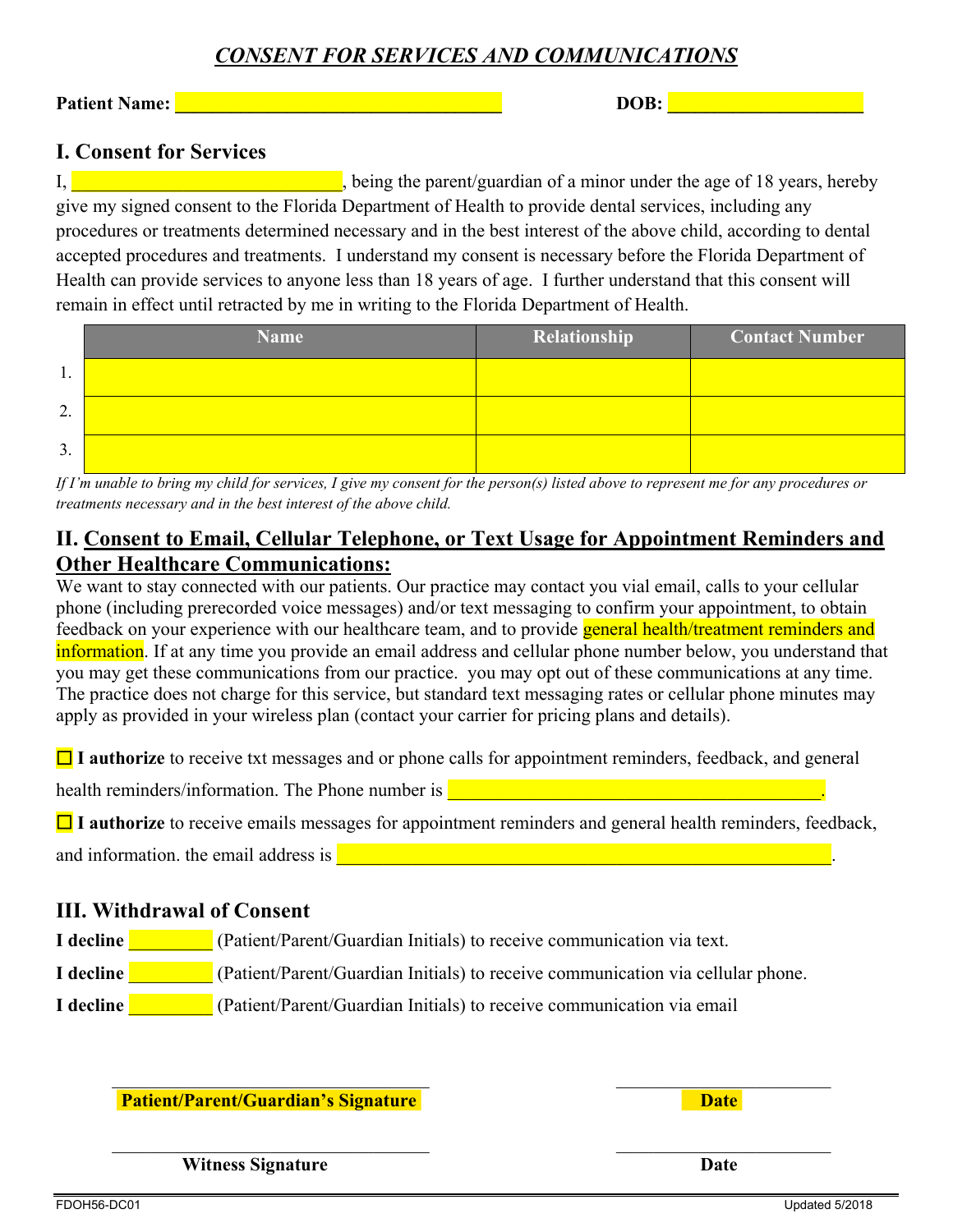# *CONSENT FOR SERVICES AND COMMUNICATIONS*

**Patient Name:** ______________________________ **DOB:** ____________________

## I. Consent for Services

I, ___________________________, being the parent/guardian of a minor under the age of 18 years, hereby give my signed consent to the Florida Department of Health to provide dental services, including any procedures or treatments determined necessary and in the best interest of the above child, according to dental accepted procedures and treatments. I understand my consent is necessary before the Florida Department of Health can provide services to anyone less than 18 years of age. I further understand that this consent will remain in effect until retracted by me in writing to the Florida Department of Health.

| | Name | Relationship | Contact Number |
|---|---|---|---|
| 1. | | | |
| 2. | | | |
| 3. | | | |

*If I'm unable to bring my child for services, I give my consent for the person(s) listed above to represent me for any procedures or treatments necessary and in the best interest of the above child.*

## II. Consent to Email, Cellular Telephone, or Text Usage for Appointment Reminders and Other Healthcare Communications:

We want to stay connected with our patients. Our practice may contact you vial email, calls to your cellular phone (including prerecorded voice messages) and/or text messaging to confirm your appointment, to obtain feedback on your experience with our healthcare team, and to provide general health/treatment reminders and information. If at any time you provide an email address and cellular phone number below, you understand that you may get these communications from our practice. you may opt out of these communications at any time. The practice does not charge for this service, but standard text messaging rates or cellular phone minutes may apply as provided in your wireless plan (contact your carrier for pricing plans and details).

☐ **I authorize** to receive txt messages and or phone calls for appointment reminders, feedback, and general health reminders/information. The Phone number is ________________________________.

☐ **I authorize** to receive emails messages for appointment reminders and general health reminders, feedback, and information. the email address is ____________________________________________.

## III. Withdrawal of Consent

**I decline** ________ (Patient/Parent/Guardian Initials) to receive communication via text.

**I decline** ________ (Patient/Parent/Guardian Initials) to receive communication via cellular phone.

**I decline** ________ (Patient/Parent/Guardian Initials) to receive communication via email

______________________________ ____________________
**Patient/Parent/Guardian's Signature** **Date**

______________________________ ____________________
**Witness Signature** **Date**

FDOH56-DC01 Updated 5/2018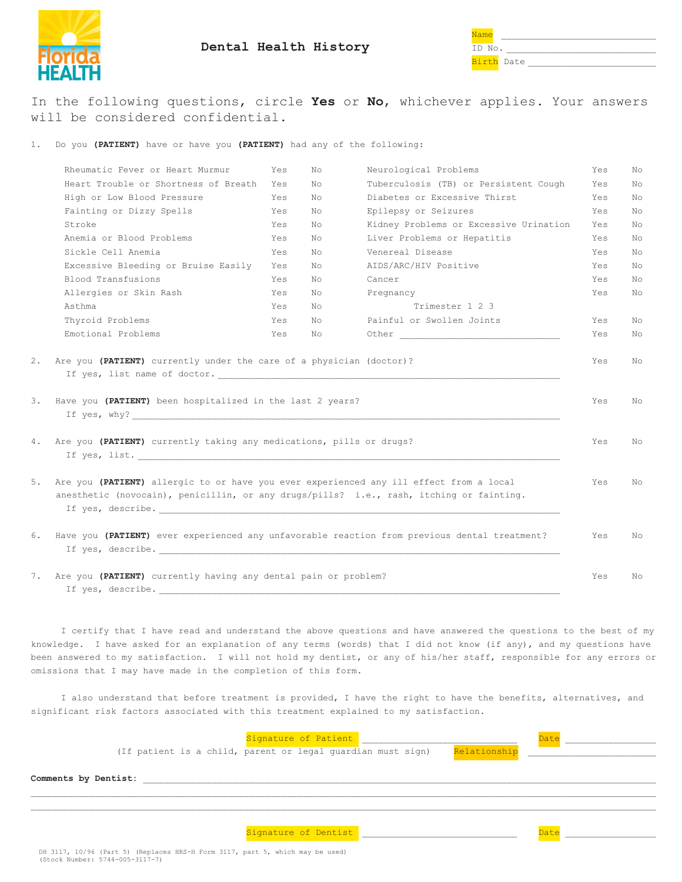Florida HEALTH

# Dental Health History

Name ____________________________
ID No. ____________________________
Birth Date ____________________________

In the following questions, circle **Yes** or **No**, whichever applies. Your answers will be considered confidential.

1. Do you **(PATIENT)** have or have you **(PATIENT)** had any of the following:

| | | | | | |
|---|---|---|---|---|---|
| Rheumatic Fever or Heart Murmur | Yes | No | Neurological Problems | Yes | No |
| Heart Trouble or Shortness of Breath | Yes | No | Tuberculosis (TB) or Persistent Cough | Yes | No |
| High or Low Blood Pressure | Yes | No | Diabetes or Excessive Thirst | Yes | No |
| Fainting or Dizzy Spells | Yes | No | Epilepsy or Seizures | Yes | No |
| Stroke | Yes | No | Kidney Problems or Excessive Urination | Yes | No |
| Anemia or Blood Problems | Yes | No | Liver Problems or Hepatitis | Yes | No |
| Sickle Cell Anemia | Yes | No | Venereal Disease | Yes | No |
| Excessive Bleeding or Bruise Easily | Yes | No | AIDS/ARC/HIV Positive | Yes | No |
| Blood Transfusions | Yes | No | Cancer | Yes | No |
| Allergies or Skin Rash | Yes | No | Pregnancy | Yes | No |
| Asthma | Yes | No | Trimester 1 2 3 | | |
| Thyroid Problems | Yes | No | Painful or Swollen Joints | Yes | No |
| Emotional Problems | Yes | No | Other ____________________________ | Yes | No |

2. Are you **(PATIENT)** currently under the care of a physician (doctor)? Yes No
   If yes, list name of doctor. ____________________________

3. Have you **(PATIENT)** been hospitalized in the last 2 years? Yes No
   If yes, why? ____________________________

4. Are you **(PATIENT)** currently taking any medications, pills or drugs? Yes No
   If yes, list. ____________________________

5. Are you **(PATIENT)** allergic to or have you ever experienced any ill effect from a local anesthetic (novocain), penicillin, or any drugs/pills? i.e., rash, itching or fainting. Yes No
   If yes, describe. ____________________________

6. Have you **(PATIENT)** ever experienced any unfavorable reaction from previous dental treatment? Yes No
   If yes, describe. ____________________________

7. Are you **(PATIENT)** currently having any dental pain or problem? Yes No
   If yes, describe. ____________________________

I certify that I have read and understand the above questions and have answered the questions to the best of my knowledge. I have asked for an explanation of any terms (words) that I did not know (if any), and my questions have been answered to my satisfaction. I will not hold my dentist, or any of his/her staff, responsible for any errors or omissions that I may have made in the completion of this form.

I also understand that before treatment is provided, I have the right to have the benefits, alternatives, and significant risk factors associated with this treatment explained to my satisfaction.

Signature of Patient ____________________________ Date ________________
(If patient is a child, parent or legal guardian must sign) Relationship ________________

**Comments by Dentist:** ____________________________________________
____________________________________________
____________________________________________

Signature of Dentist ____________________________ Date ________________

DH 3117, 10/96 (Part 5) (Replaces HRS-H Form 3117, part 5, which may be used)
(Stock Number: 5744-005-3117-7)